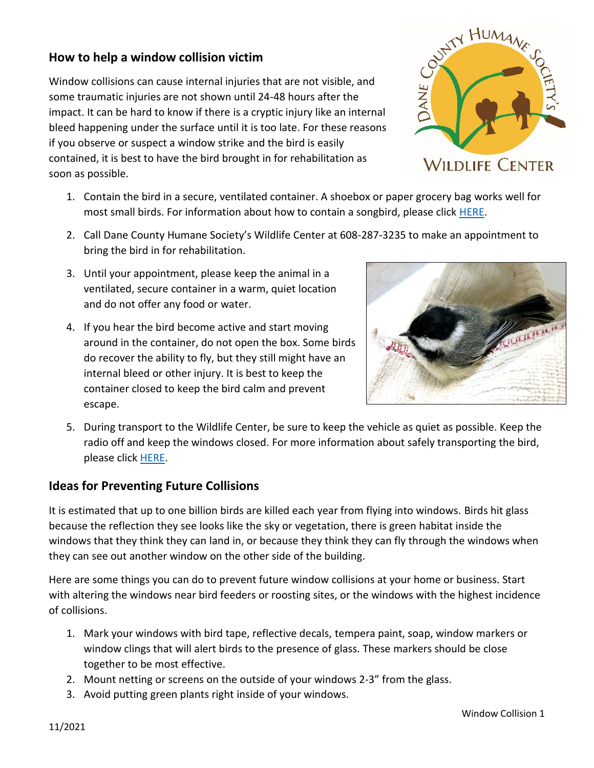## How to help a window collision victim

Window collisions can cause internal injuries that are not visible, and some traumatic injuries are not shown until 24-48 hours after the impact. It can be hard to know if there is a cryptic injury like an internal bleed happening under the surface until it is too late. For these reasons if you observe or suspect a window strike and the bird is easily contained, it is best to have the bird brought in for rehabilitation as soon as possible.

1. Contain the bird in a secure, ventilated container. A shoebox or paper grocery bag works well for most small birds. For information about how to contain a songbird, please click HERE.
2. Call Dane County Humane Society's Wildlife Center at 608-287-3235 to make an appointment to bring the bird in for rehabilitation.
3. Until your appointment, please keep the animal in a ventilated, secure container in a warm, quiet location and do not offer any food or water.
4. If you hear the bird become active and start moving around in the container, do not open the box. Some birds do recover the ability to fly, but they still might have an internal bleed or other injury. It is best to keep the container closed to keep the bird calm and prevent escape.
5. During transport to the Wildlife Center, be sure to keep the vehicle as quiet as possible. Keep the radio off and keep the windows closed. For more information about safely transporting the bird, please click HERE.

## Ideas for Preventing Future Collisions

It is estimated that up to one billion birds are killed each year from flying into windows. Birds hit glass because the reflection they see looks like the sky or vegetation, there is green habitat inside the windows that they think they can land in, or because they think they can fly through the windows when they can see out another window on the other side of the building.

Here are some things you can do to prevent future window collisions at your home or business. Start with altering the windows near bird feeders or roosting sites, or the windows with the highest incidence of collisions.

1. Mark your windows with bird tape, reflective decals, tempera paint, soap, window markers or window clings that will alert birds to the presence of glass. These markers should be close together to be most effective.
2. Mount netting or screens on the outside of your windows 2-3" from the glass.
3. Avoid putting green plants right inside of your windows.

11/2021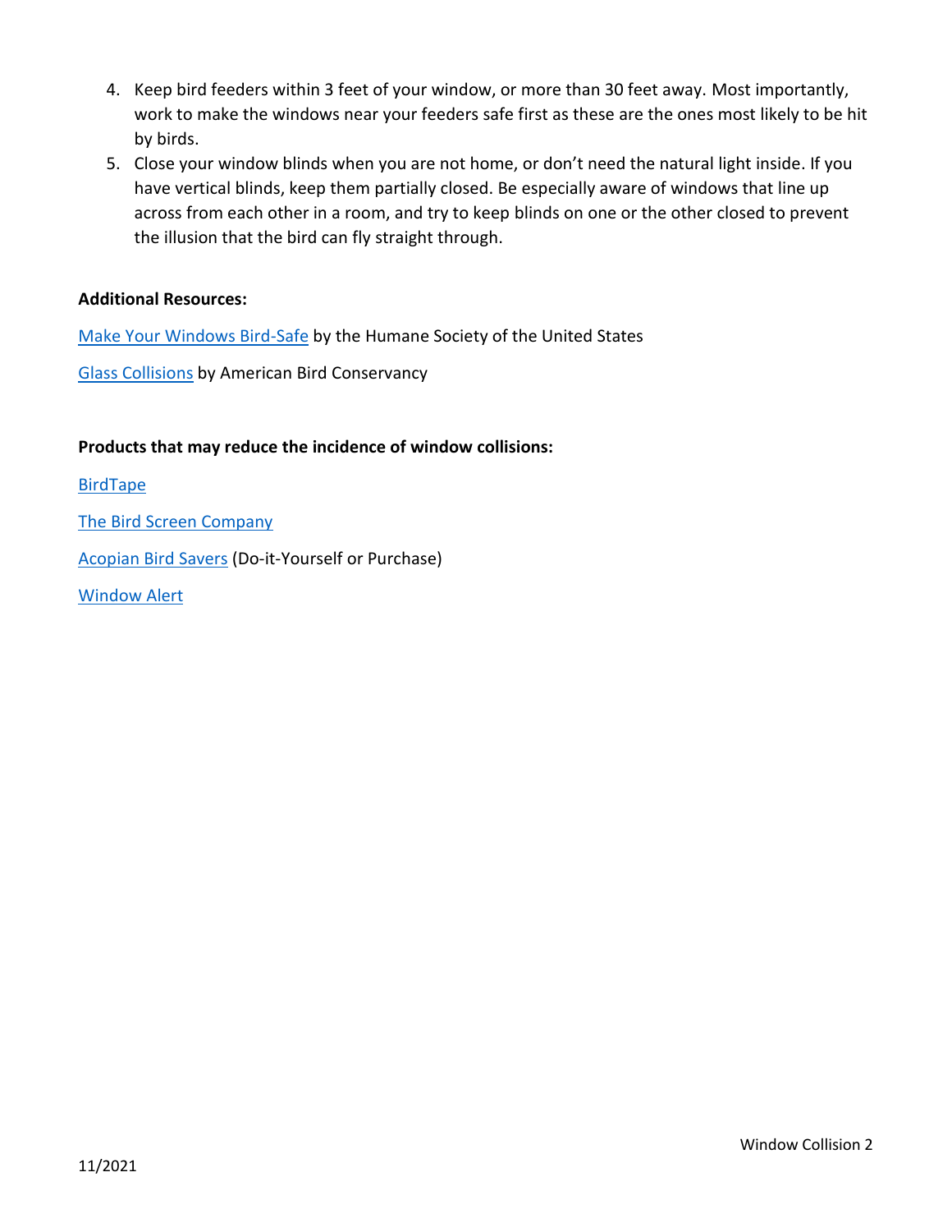4. Keep bird feeders within 3 feet of your window, or more than 30 feet away. Most importantly, work to make the windows near your feeders safe first as these are the ones most likely to be hit by birds.
5. Close your window blinds when you are not home, or don't need the natural light inside. If you have vertical blinds, keep them partially closed. Be especially aware of windows that line up across from each other in a room, and try to keep blinds on one or the other closed to prevent the illusion that the bird can fly straight through.

**Additional Resources:**

Make Your Windows Bird-Safe by the Humane Society of the United States

Glass Collisions by American Bird Conservancy

**Products that may reduce the incidence of window collisions:**

BirdTape

The Bird Screen Company

Acopian Bird Savers (Do-it-Yourself or Purchase)

Window Alert

11/2021